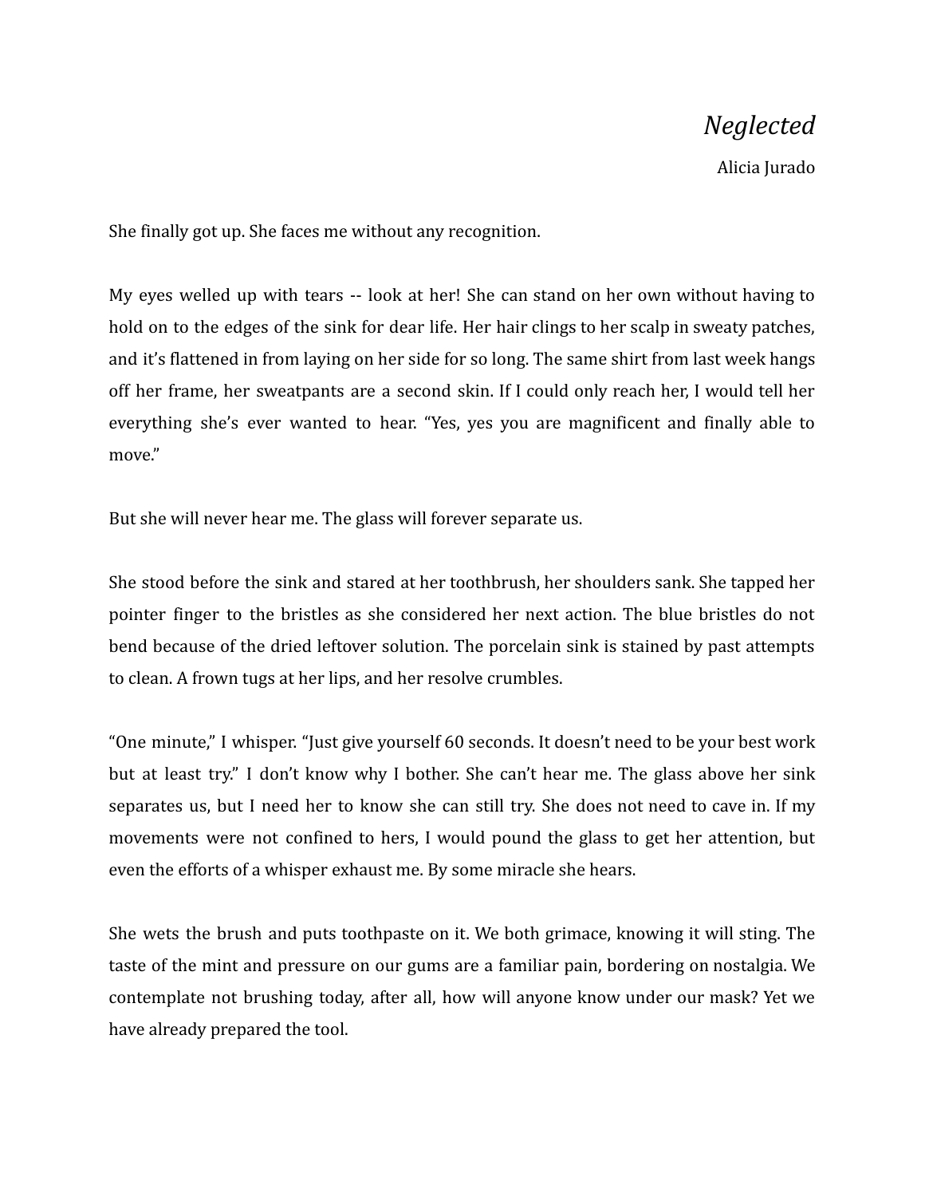# *Neglected*

Alicia Jurado

She finally got up. She faces me without any recognition.

My eyes welled up with tears -- look at her! She can stand on her own without having to hold on to the edges of the sink for dear life. Her hair clings to her scalp in sweaty patches, and it's flattened in from laying on her side for so long. The same shirt from last week hangs off her frame, her sweatpants are a second skin. If I could only reach her, I would tell her everything she's ever wanted to hear. "Yes, yes you are magnificent and finally able to move."

But she will never hear me. The glass will forever separate us.

She stood before the sink and stared at her toothbrush, her shoulders sank. She tapped her pointer finger to the bristles as she considered her next action. The blue bristles do not bend because of the dried leftover solution. The porcelain sink is stained by past attempts to clean. A frown tugs at her lips, and her resolve crumbles.

"One minute," I whisper. "Just give yourself 60 seconds. It doesn't need to be your best work but at least try." I don't know why I bother. She can't hear me. The glass above her sink separates us, but I need her to know she can still try. She does not need to cave in. If my movements were not confined to hers, I would pound the glass to get her attention, but even the efforts of a whisper exhaust me. By some miracle she hears.

She wets the brush and puts toothpaste on it. We both grimace, knowing it will sting. The taste of the mint and pressure on our gums are a familiar pain, bordering on nostalgia. We contemplate not brushing today, after all, how will anyone know under our mask? Yet we have already prepared the tool.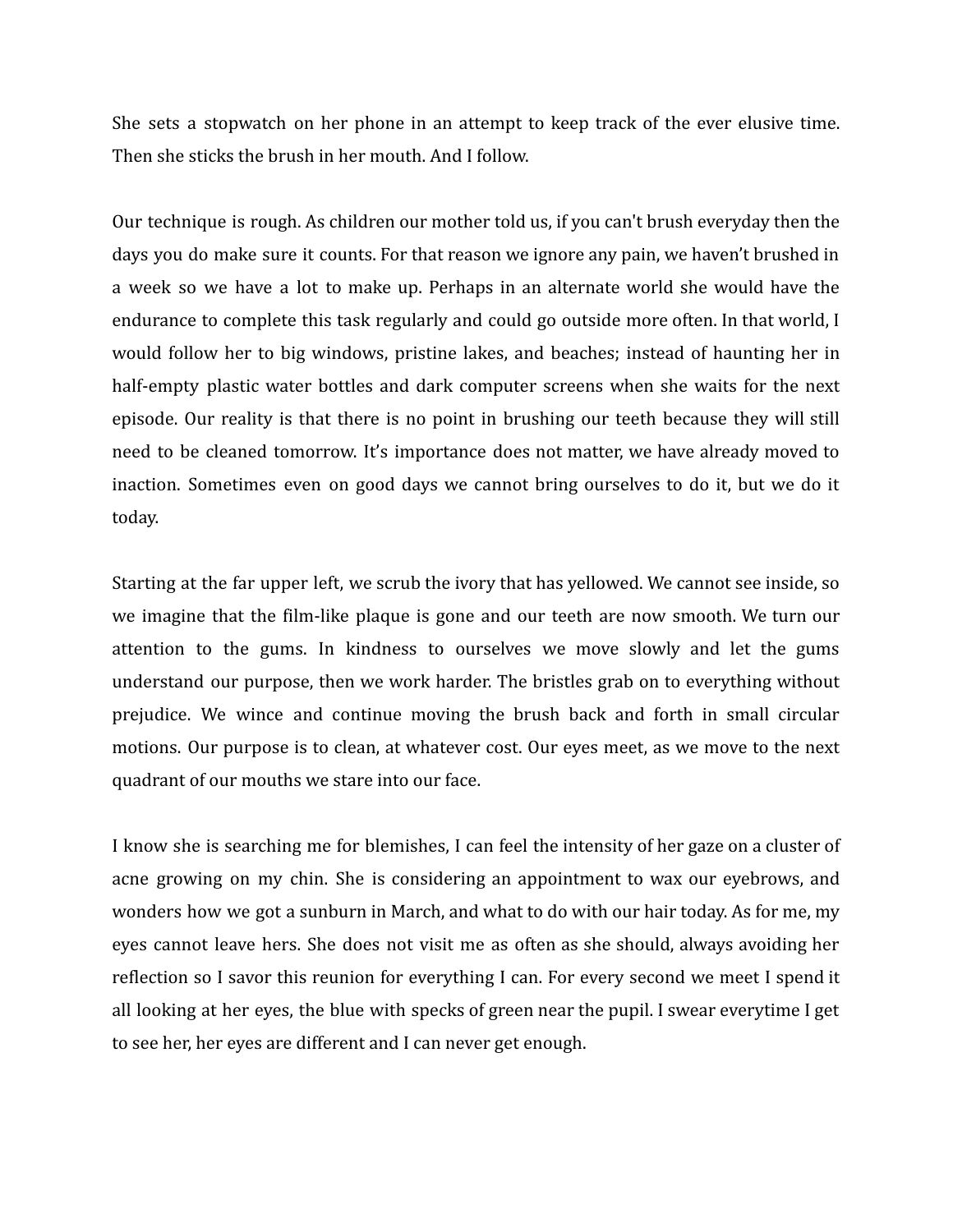She sets a stopwatch on her phone in an attempt to keep track of the ever elusive time. Then she sticks the brush in her mouth. And I follow.

Our technique is rough. As children our mother told us, if you can't brush everyday then the days you do make sure it counts. For that reason we ignore any pain, we haven't brushed in a week so we have a lot to make up. Perhaps in an alternate world she would have the endurance to complete this task regularly and could go outside more often. In that world, I would follow her to big windows, pristine lakes, and beaches; instead of haunting her in half-empty plastic water bottles and dark computer screens when she waits for the next episode. Our reality is that there is no point in brushing our teeth because they will still need to be cleaned tomorrow. It's importance does not matter, we have already moved to inaction. Sometimes even on good days we cannot bring ourselves to do it, but we do it today.

Starting at the far upper left, we scrub the ivory that has yellowed. We cannot see inside, so we imagine that the film-like plaque is gone and our teeth are now smooth. We turn our attention to the gums. In kindness to ourselves we move slowly and let the gums understand our purpose, then we work harder. The bristles grab on to everything without prejudice. We wince and continue moving the brush back and forth in small circular motions. Our purpose is to clean, at whatever cost. Our eyes meet, as we move to the next quadrant of our mouths we stare into our face.

I know she is searching me for blemishes, I can feel the intensity of her gaze on a cluster of acne growing on my chin. She is considering an appointment to wax our eyebrows, and wonders how we got a sunburn in March, and what to do with our hair today. As for me, my eyes cannot leave hers. She does not visit me as often as she should, always avoiding her reflection so I savor this reunion for everything I can. For every second we meet I spend it all looking at her eyes, the blue with specks of green near the pupil. I swear everytime I get to see her, her eyes are different and I can never get enough.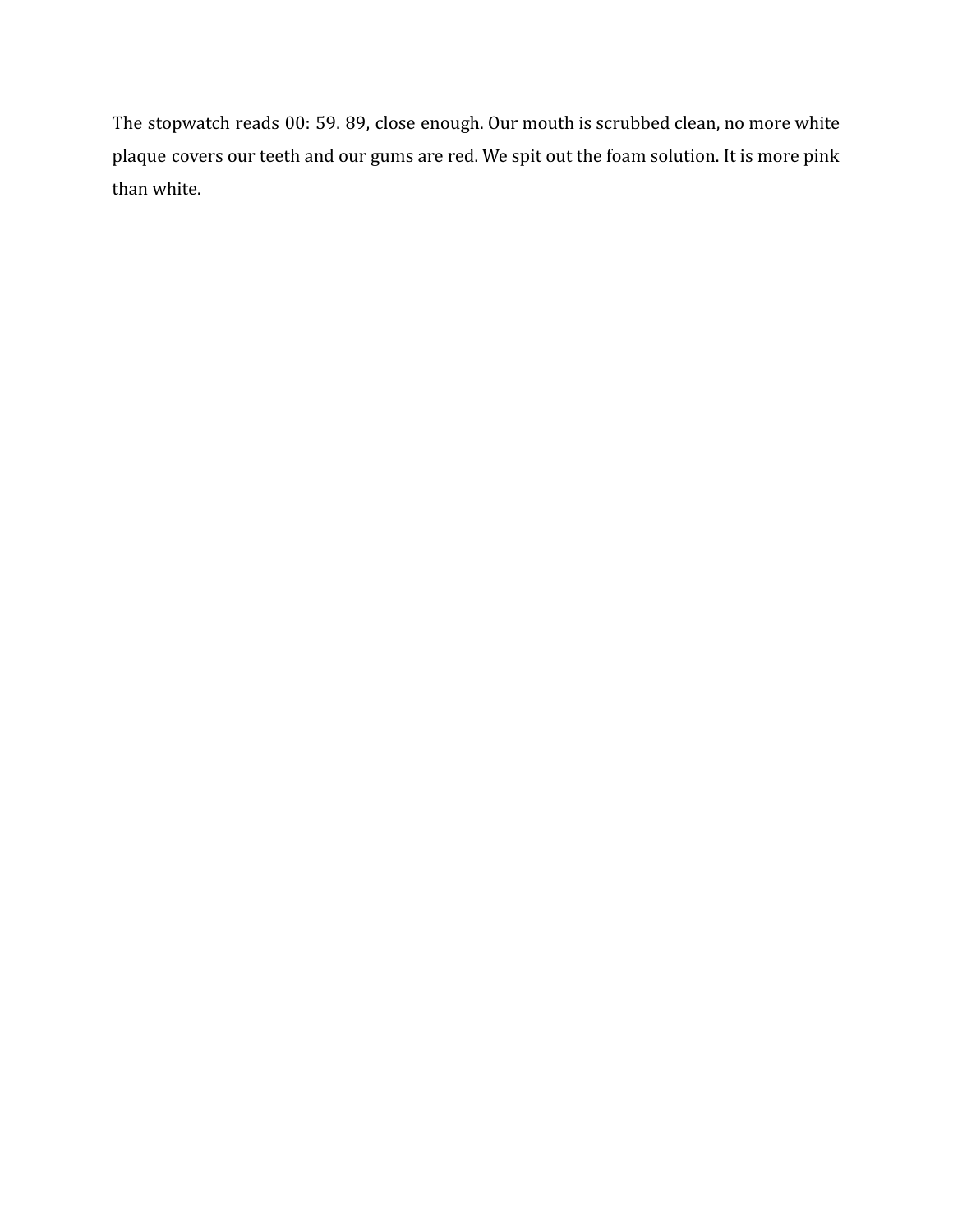The stopwatch reads 00: 59. 89, close enough. Our mouth is scrubbed clean, no more white plaque covers our teeth and our gums are red. We spit out the foam solution. It is more pink than white.